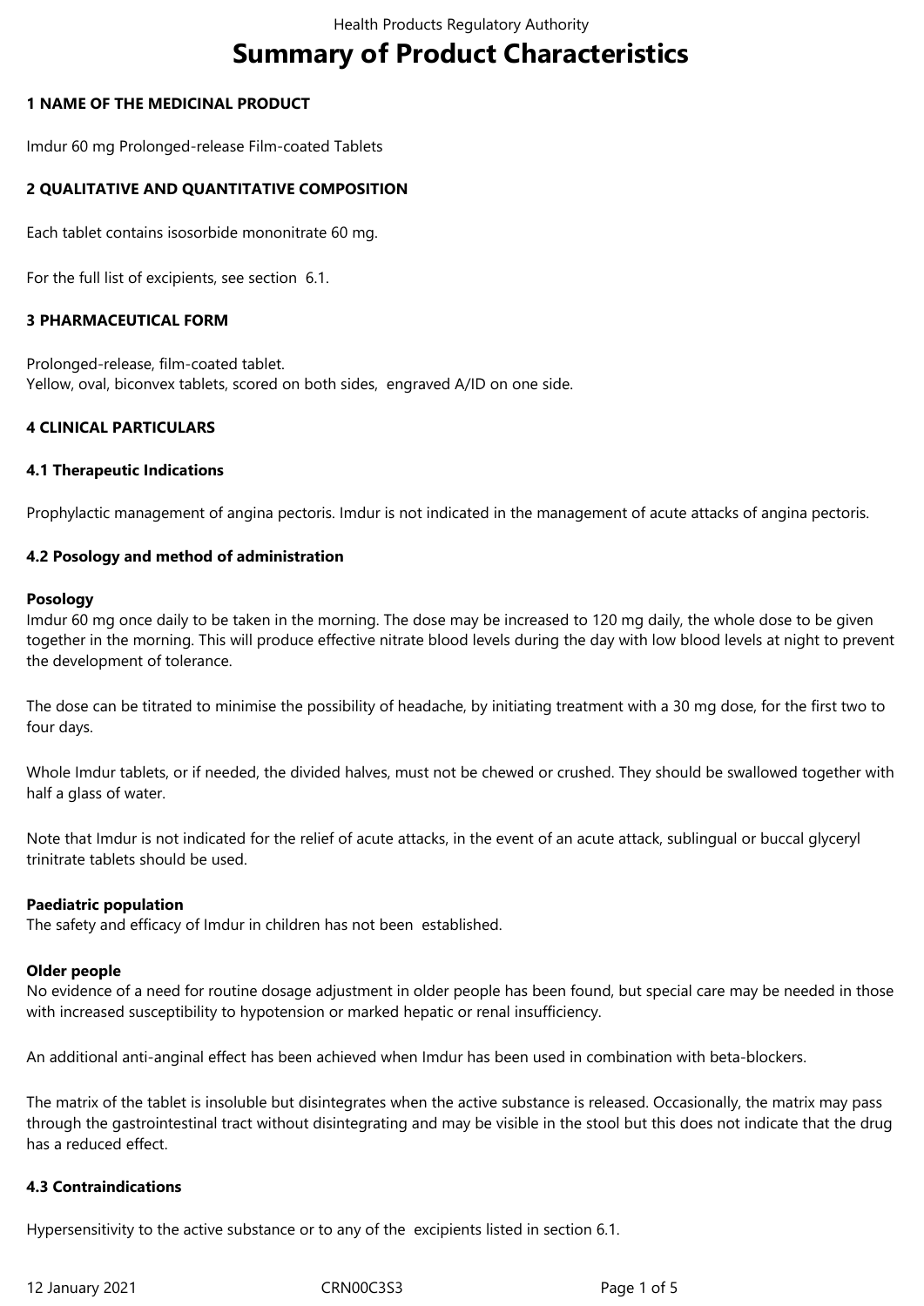# Summary of Product Characteristics

## 1 NAME OF THE MEDICINAL PRODUCT

Imdur 60 mg Prolonged-release Film-coated Tablets

## 2 QUALITATIVE AND QUANTITATIVE COMPOSITION

Each tablet contains isosorbide mononitrate 60 mg.

For the full list of excipients, see section 6.1.

## 3 PHARMACEUTICAL FORM

Prolonged-release, film-coated tablet.
Yellow, oval, biconvex tablets, scored on both sides, engraved A/ID on one side.

## 4 CLINICAL PARTICULARS

### 4.1 Therapeutic Indications

Prophylactic management of angina pectoris. Imdur is not indicated in the management of acute attacks of angina pectoris.

### 4.2 Posology and method of administration

**Posology**
Imdur 60 mg once daily to be taken in the morning. The dose may be increased to 120 mg daily, the whole dose to be given together in the morning. This will produce effective nitrate blood levels during the day with low blood levels at night to prevent the development of tolerance.

The dose can be titrated to minimise the possibility of headache, by initiating treatment with a 30 mg dose, for the first two to four days.

Whole Imdur tablets, or if needed, the divided halves, must not be chewed or crushed. They should be swallowed together with half a glass of water.

Note that Imdur is not indicated for the relief of acute attacks, in the event of an acute attack, sublingual or buccal glyceryl trinitrate tablets should be used.

**Paediatric population**
The safety and efficacy of Imdur in children has not been established.

**Older people**
No evidence of a need for routine dosage adjustment in older people has been found, but special care may be needed in those with increased susceptibility to hypotension or marked hepatic or renal insufficiency.

An additional anti-anginal effect has been achieved when Imdur has been used in combination with beta-blockers.

The matrix of the tablet is insoluble but disintegrates when the active substance is released. Occasionally, the matrix may pass through the gastrointestinal tract without disintegrating and may be visible in the stool but this does not indicate that the drug has a reduced effect.

### 4.3 Contraindications

Hypersensitivity to the active substance or to any of the excipients listed in section 6.1.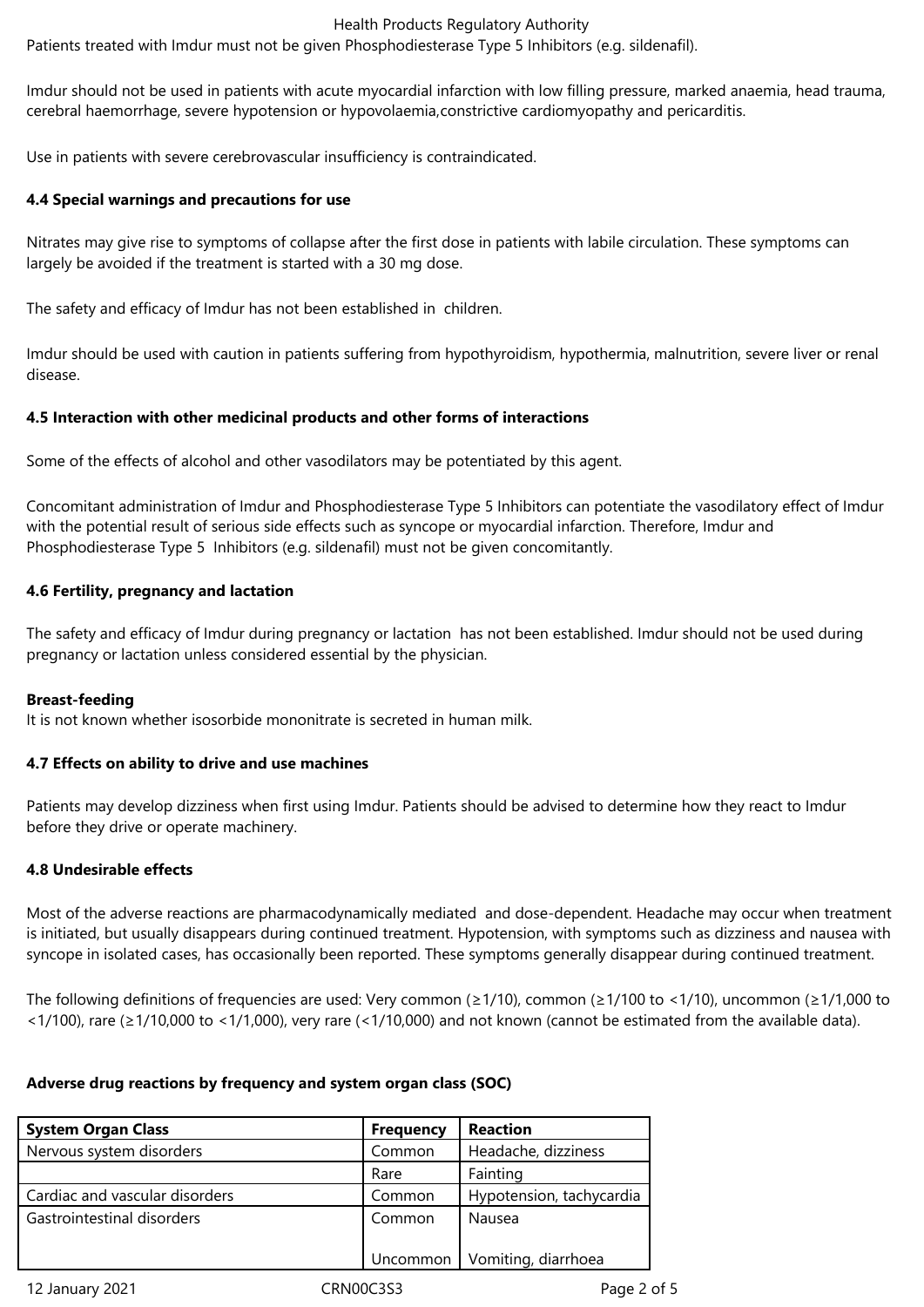Patients treated with Imdur must not be given Phosphodiesterase Type 5 Inhibitors (e.g. sildenafil).

Imdur should not be used in patients with acute myocardial infarction with low filling pressure, marked anaemia, head trauma, cerebral haemorrhage, severe hypotension or hypovolaemia,constrictive cardiomyopathy and pericarditis.

Use in patients with severe cerebrovascular insufficiency is contraindicated.

**4.4 Special warnings and precautions for use**

Nitrates may give rise to symptoms of collapse after the first dose in patients with labile circulation. These symptoms can largely be avoided if the treatment is started with a 30 mg dose.

The safety and efficacy of Imdur has not been established in children.

Imdur should be used with caution in patients suffering from hypothyroidism, hypothermia, malnutrition, severe liver or renal disease.

**4.5 Interaction with other medicinal products and other forms of interactions**

Some of the effects of alcohol and other vasodilators may be potentiated by this agent.

Concomitant administration of Imdur and Phosphodiesterase Type 5 Inhibitors can potentiate the vasodilatory effect of Imdur with the potential result of serious side effects such as syncope or myocardial infarction. Therefore, Imdur and Phosphodiesterase Type 5 Inhibitors (e.g. sildenafil) must not be given concomitantly.

**4.6 Fertility, pregnancy and lactation**

The safety and efficacy of Imdur during pregnancy or lactation has not been established. Imdur should not be used during pregnancy or lactation unless considered essential by the physician.

**Breast-feeding**
It is not known whether isosorbide mononitrate is secreted in human milk.

**4.7 Effects on ability to drive and use machines**

Patients may develop dizziness when first using Imdur. Patients should be advised to determine how they react to Imdur before they drive or operate machinery.

**4.8 Undesirable effects**

Most of the adverse reactions are pharmacodynamically mediated and dose-dependent. Headache may occur when treatment is initiated, but usually disappears during continued treatment. Hypotension, with symptoms such as dizziness and nausea with syncope in isolated cases, has occasionally been reported. These symptoms generally disappear during continued treatment.

The following definitions of frequencies are used: Very common (≥1/10), common (≥1/100 to <1/10), uncommon (≥1/1,000 to <1/100), rare (≥1/10,000 to <1/1,000), very rare (<1/10,000) and not known (cannot be estimated from the available data).

**Adverse drug reactions by frequency and system organ class (SOC)**

| System Organ Class | Frequency | Reaction |
|---|---|---|
| Nervous system disorders | Common | Headache, dizziness |
| | Rare | Fainting |
| Cardiac and vascular disorders | Common | Hypotension, tachycardia |
| Gastrointestinal disorders | Common | Nausea |
| | Uncommon | Vomiting, diarrhoea |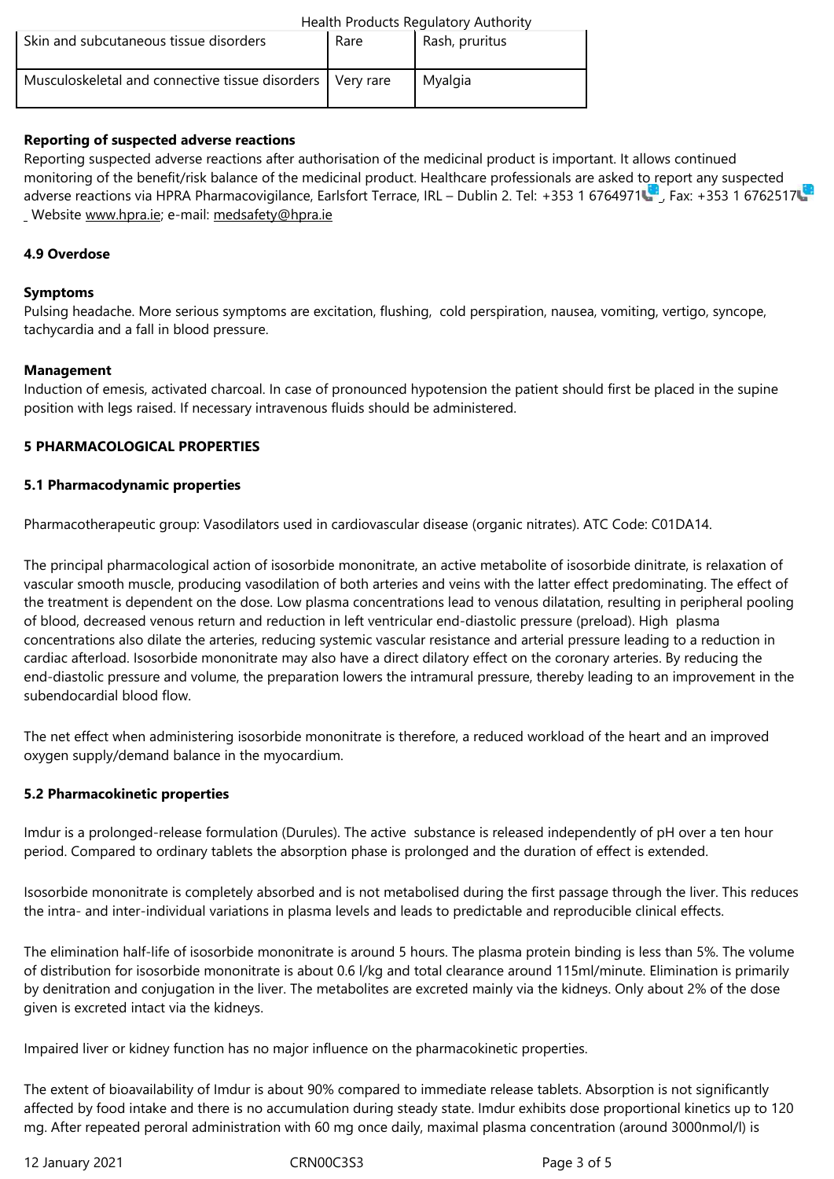| Skin and subcutaneous tissue disorders | Rare | Rash, pruritus |
| --- | --- | --- |
| Musculoskeletal and connective tissue disorders | Very rare | Myalgia |

**Reporting of suspected adverse reactions**

Reporting suspected adverse reactions after authorisation of the medicinal product is important. It allows continued monitoring of the benefit/risk balance of the medicinal product. Healthcare professionals are asked to report any suspected adverse reactions via HPRA Pharmacovigilance, Earlsfort Terrace, IRL – Dublin 2. Tel: +353 1 6764971, Fax: +353 1 6762517 Website www.hpra.ie; e-mail: medsafety@hpra.ie

**4.9 Overdose**

**Symptoms**

Pulsing headache. More serious symptoms are excitation, flushing, cold perspiration, nausea, vomiting, vertigo, syncope, tachycardia and a fall in blood pressure.

**Management**

Induction of emesis, activated charcoal. In case of pronounced hypotension the patient should first be placed in the supine position with legs raised. If necessary intravenous fluids should be administered.

**5 PHARMACOLOGICAL PROPERTIES**

**5.1 Pharmacodynamic properties**

Pharmacotherapeutic group: Vasodilators used in cardiovascular disease (organic nitrates). ATC Code: C01DA14.

The principal pharmacological action of isosorbide mononitrate, an active metabolite of isosorbide dinitrate, is relaxation of vascular smooth muscle, producing vasodilation of both arteries and veins with the latter effect predominating. The effect of the treatment is dependent on the dose. Low plasma concentrations lead to venous dilatation, resulting in peripheral pooling of blood, decreased venous return and reduction in left ventricular end-diastolic pressure (preload). High plasma concentrations also dilate the arteries, reducing systemic vascular resistance and arterial pressure leading to a reduction in cardiac afterload. Isosorbide mononitrate may also have a direct dilatory effect on the coronary arteries. By reducing the end-diastolic pressure and volume, the preparation lowers the intramural pressure, thereby leading to an improvement in the subendocardial blood flow.

The net effect when administering isosorbide mononitrate is therefore, a reduced workload of the heart and an improved oxygen supply/demand balance in the myocardium.

**5.2 Pharmacokinetic properties**

Imdur is a prolonged-release formulation (Durules). The active substance is released independently of pH over a ten hour period. Compared to ordinary tablets the absorption phase is prolonged and the duration of effect is extended.

Isosorbide mononitrate is completely absorbed and is not metabolised during the first passage through the liver. This reduces the intra- and inter-individual variations in plasma levels and leads to predictable and reproducible clinical effects.

The elimination half-life of isosorbide mononitrate is around 5 hours. The plasma protein binding is less than 5%. The volume of distribution for isosorbide mononitrate is about 0.6 l/kg and total clearance around 115ml/minute. Elimination is primarily by denitration and conjugation in the liver. The metabolites are excreted mainly via the kidneys. Only about 2% of the dose given is excreted intact via the kidneys.

Impaired liver or kidney function has no major influence on the pharmacokinetic properties.

The extent of bioavailability of Imdur is about 90% compared to immediate release tablets. Absorption is not significantly affected by food intake and there is no accumulation during steady state. Imdur exhibits dose proportional kinetics up to 120 mg. After repeated peroral administration with 60 mg once daily, maximal plasma concentration (around 3000nmol/l) is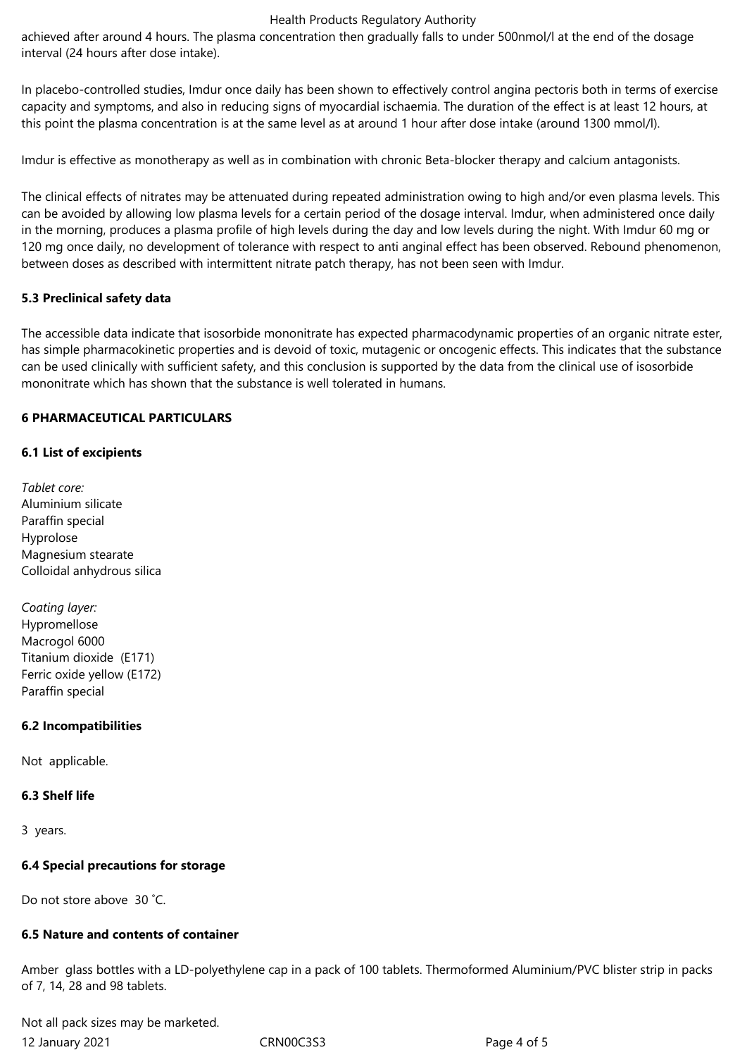achieved after around 4 hours. The plasma concentration then gradually falls to under 500nmol/l at the end of the dosage interval (24 hours after dose intake).

In placebo-controlled studies, Imdur once daily has been shown to effectively control angina pectoris both in terms of exercise capacity and symptoms, and also in reducing signs of myocardial ischaemia. The duration of the effect is at least 12 hours, at this point the plasma concentration is at the same level as at around 1 hour after dose intake (around 1300 mmol/l).

Imdur is effective as monotherapy as well as in combination with chronic Beta-blocker therapy and calcium antagonists.

The clinical effects of nitrates may be attenuated during repeated administration owing to high and/or even plasma levels. This can be avoided by allowing low plasma levels for a certain period of the dosage interval. Imdur, when administered once daily in the morning, produces a plasma profile of high levels during the day and low levels during the night. With Imdur 60 mg or 120 mg once daily, no development of tolerance with respect to anti anginal effect has been observed. Rebound phenomenon, between doses as described with intermittent nitrate patch therapy, has not been seen with Imdur.

### 5.3 Preclinical safety data

The accessible data indicate that isosorbide mononitrate has expected pharmacodynamic properties of an organic nitrate ester, has simple pharmacokinetic properties and is devoid of toxic, mutagenic or oncogenic effects. This indicates that the substance can be used clinically with sufficient safety, and this conclusion is supported by the data from the clinical use of isosorbide mononitrate which has shown that the substance is well tolerated in humans.

## 6 PHARMACEUTICAL PARTICULARS

### 6.1 List of excipients

*Tablet core:*
Aluminium silicate
Paraffin special
Hyprolose
Magnesium stearate
Colloidal anhydrous silica

*Coating layer:*
Hypromellose
Macrogol 6000
Titanium dioxide (E171)
Ferric oxide yellow (E172)
Paraffin special

### 6.2 Incompatibilities

Not applicable.

### 6.3 Shelf life

3 years.

### 6.4 Special precautions for storage

Do not store above 30 °C.

### 6.5 Nature and contents of container

Amber glass bottles with a LD-polyethylene cap in a pack of 100 tablets. Thermoformed Aluminium/PVC blister strip in packs of 7, 14, 28 and 98 tablets.

Not all pack sizes may be marketed.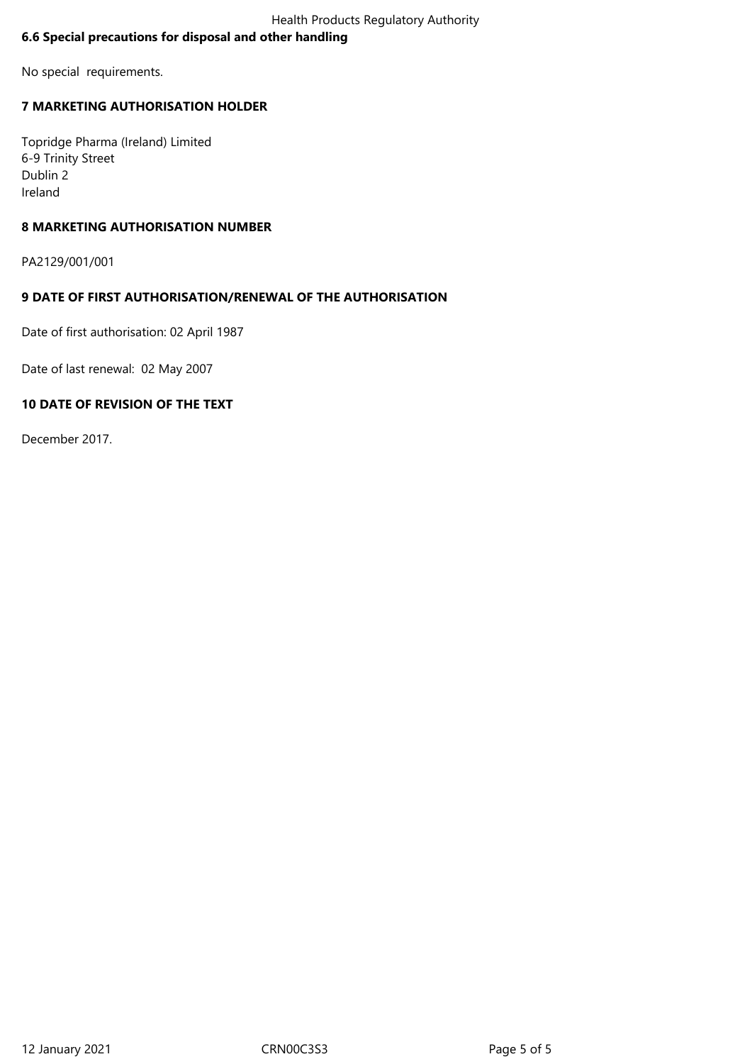### 6.6 Special precautions for disposal and other handling

No special requirements.

## 7 MARKETING AUTHORISATION HOLDER

Topridge Pharma (Ireland) Limited
6-9 Trinity Street
Dublin 2
Ireland

## 8 MARKETING AUTHORISATION NUMBER

PA2129/001/001

## 9 DATE OF FIRST AUTHORISATION/RENEWAL OF THE AUTHORISATION

Date of first authorisation: 02 April 1987

Date of last renewal: 02 May 2007

## 10 DATE OF REVISION OF THE TEXT

December 2017.